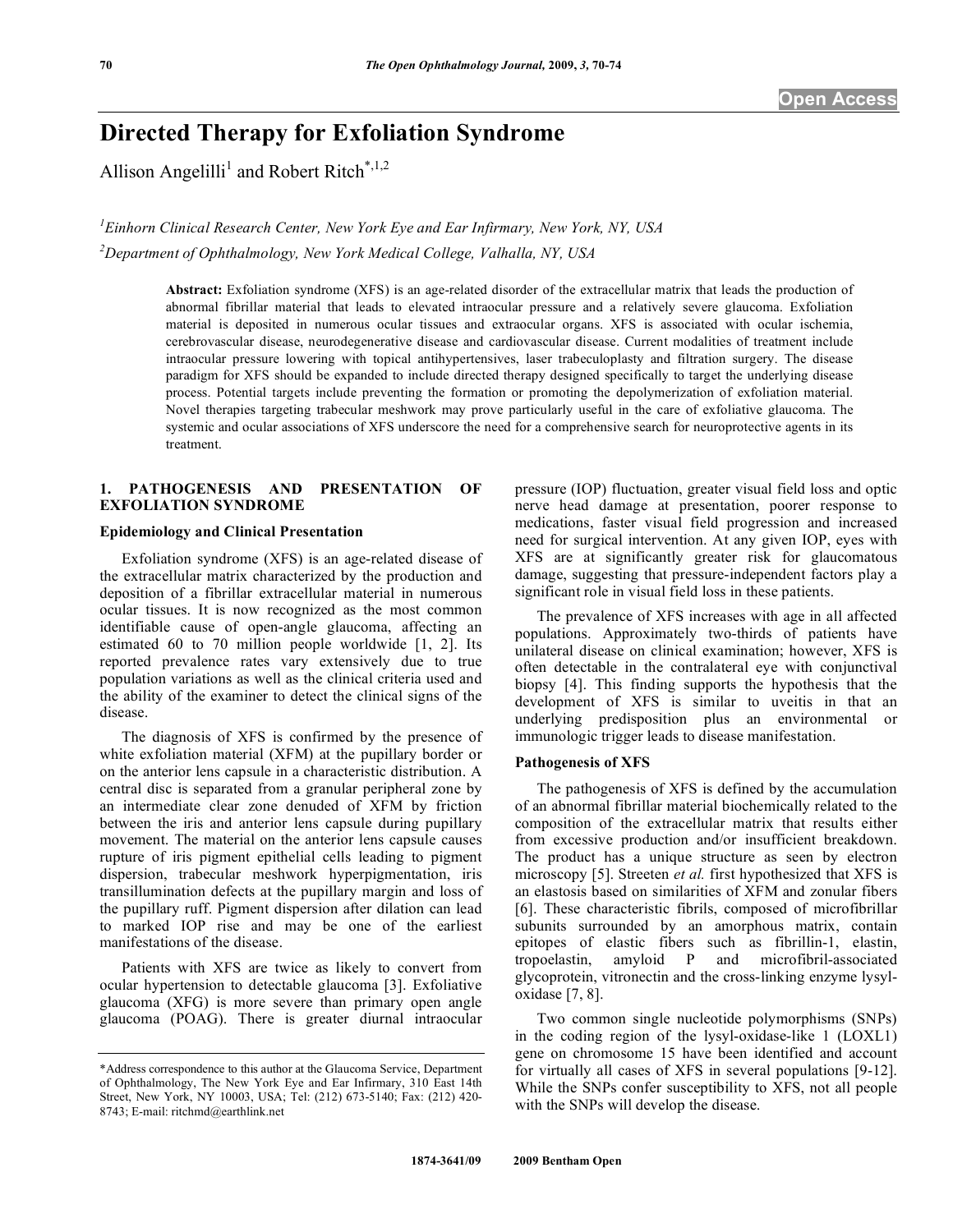Open Access

# Directed Therapy for Exfoliation Syndrome

Allison Angelilli[1] and Robert Ritch[*,1,2]

[1]Einhorn Clinical Research Center, New York Eye and Ear Infirmary, New York, NY, USA

[2]Department of Ophthalmology, New York Medical College, Valhalla, NY, USA

**Abstract:** Exfoliation syndrome (XFS) is an age-related disorder of the extracellular matrix that leads the production of abnormal fibrillar material that leads to elevated intraocular pressure and a relatively severe glaucoma. Exfoliation material is deposited in numerous ocular tissues and extraocular organs. XFS is associated with ocular ischemia, cerebrovascular disease, neurodegenerative disease and cardiovascular disease. Current modalities of treatment include intraocular pressure lowering with topical antihypertensives, laser trabeculoplasty and filtration surgery. The disease paradigm for XFS should be expanded to include directed therapy designed specifically to target the underlying disease process. Potential targets include preventing the formation or promoting the depolymerization of exfoliation material. Novel therapies targeting trabecular meshwork may prove particularly useful in the care of exfoliative glaucoma. The systemic and ocular associations of XFS underscore the need for a comprehensive search for neuroprotective agents in its treatment.

## 1. PATHOGENESIS AND PRESENTATION OF EXFOLIATION SYNDROME

### Epidemiology and Clinical Presentation

Exfoliation syndrome (XFS) is an age-related disease of the extracellular matrix characterized by the production and deposition of a fibrillar extracellular material in numerous ocular tissues. It is now recognized as the most common identifiable cause of open-angle glaucoma, affecting an estimated 60 to 70 million people worldwide [1, 2]. Its reported prevalence rates vary extensively due to true population variations as well as the clinical criteria used and the ability of the examiner to detect the clinical signs of the disease.

The diagnosis of XFS is confirmed by the presence of white exfoliation material (XFM) at the pupillary border or on the anterior lens capsule in a characteristic distribution. A central disc is separated from a granular peripheral zone by an intermediate clear zone denuded of XFM by friction between the iris and anterior lens capsule during pupillary movement. The material on the anterior lens capsule causes rupture of iris pigment epithelial cells leading to pigment dispersion, trabecular meshwork hyperpigmentation, iris transillumination defects at the pupillary margin and loss of the pupillary ruff. Pigment dispersion after dilation can lead to marked IOP rise and may be one of the earliest manifestations of the disease.

Patients with XFS are twice as likely to convert from ocular hypertension to detectable glaucoma [3]. Exfoliative glaucoma (XFG) is more severe than primary open angle glaucoma (POAG). There is greater diurnal intraocular pressure (IOP) fluctuation, greater visual field loss and optic nerve head damage at presentation, poorer response to medications, faster visual field progression and increased need for surgical intervention. At any given IOP, eyes with XFS are at significantly greater risk for glaucomatous damage, suggesting that pressure-independent factors play a significant role in visual field loss in these patients.

The prevalence of XFS increases with age in all affected populations. Approximately two-thirds of patients have unilateral disease on clinical examination; however, XFS is often detectable in the contralateral eye with conjunctival biopsy [4]. This finding supports the hypothesis that the development of XFS is similar to uveitis in that an underlying predisposition plus an environmental or immunologic trigger leads to disease manifestation.

### Pathogenesis of XFS

The pathogenesis of XFS is defined by the accumulation of an abnormal fibrillar material biochemically related to the composition of the extracellular matrix that results either from excessive production and/or insufficient breakdown. The product has a unique structure as seen by electron microscopy [5]. Streeten *et al.* first hypothesized that XFS is an elastosis based on similarities of XFM and zonular fibers [6]. These characteristic fibrils, composed of microfibrillar subunits surrounded by an amorphous matrix, contain epitopes of elastic fibers such as fibrillin-1, elastin, tropoelastin, amyloid P and microfibril-associated glycoprotein, vitronectin and the cross-linking enzyme lysyl-oxidase [7, 8].

Two common single nucleotide polymorphisms (SNPs) in the coding region of the lysyl-oxidase-like 1 (LOXL1) gene on chromosome 15 have been identified and account for virtually all cases of XFS in several populations [9-12]. While the SNPs confer susceptibility to XFS, not all people with the SNPs will develop the disease.

*Address correspondence to this author at the Glaucoma Service, Department of Ophthalmology, The New York Eye and Ear Infirmary, 310 East 14th Street, New York, NY 10003, USA; Tel: (212) 673-5140; Fax: (212) 420-8743; E-mail: ritchmd@earthlink.net

1874-3641/09 2009 Bentham Open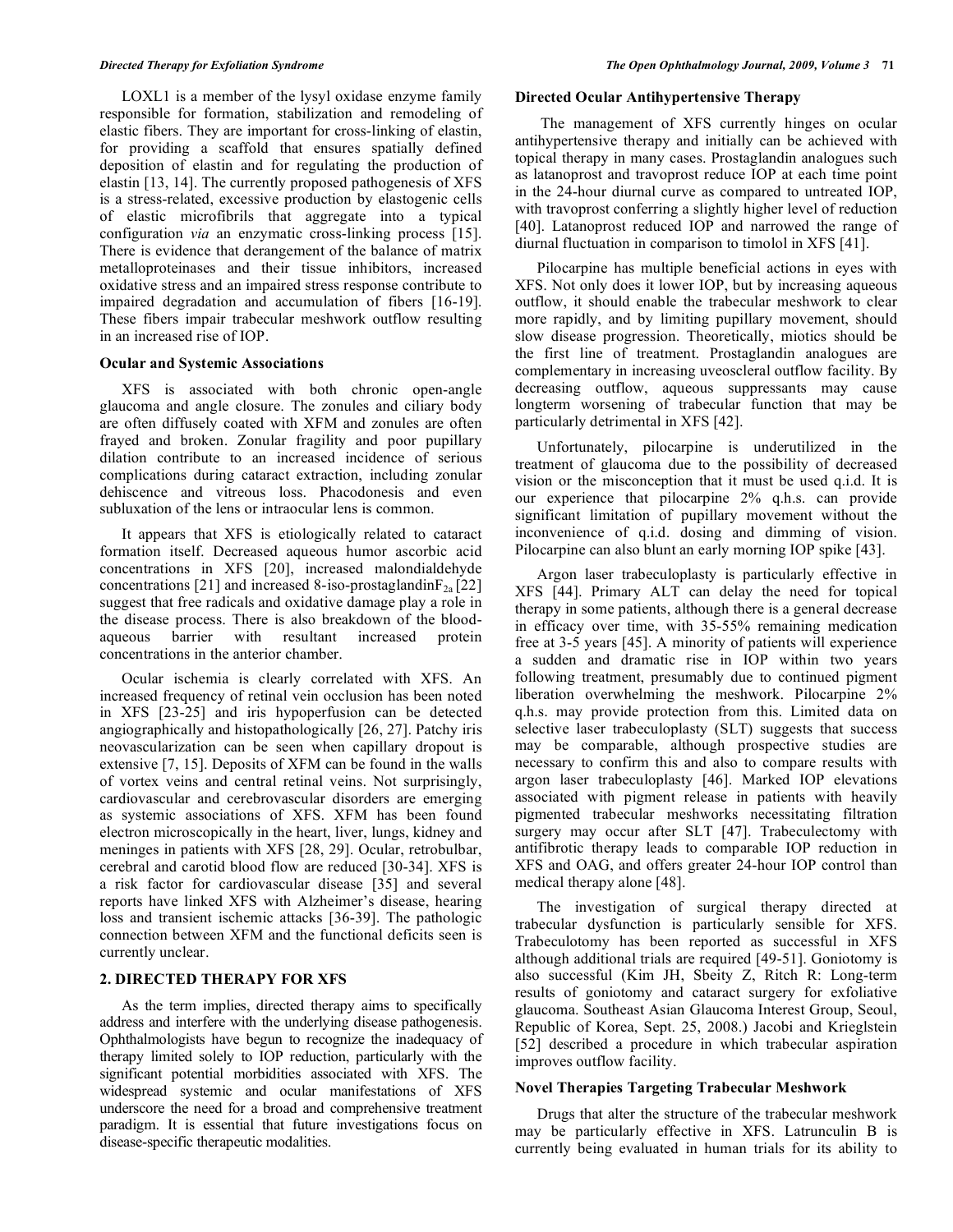LOXL1 is a member of the lysyl oxidase enzyme family responsible for formation, stabilization and remodeling of elastic fibers. They are important for cross-linking of elastin, for providing a scaffold that ensures spatially defined deposition of elastin and for regulating the production of elastin [13, 14]. The currently proposed pathogenesis of XFS is a stress-related, excessive production by elastogenic cells of elastic microfibrils that aggregate into a typical configuration *via* an enzymatic cross-linking process [15]. There is evidence that derangement of the balance of matrix metalloproteinases and their tissue inhibitors, increased oxidative stress and an impaired stress response contribute to impaired degradation and accumulation of fibers [16-19]. These fibers impair trabecular meshwork outflow resulting in an increased rise of IOP.

### Ocular and Systemic Associations

XFS is associated with both chronic open-angle glaucoma and angle closure. The zonules and ciliary body are often diffusely coated with XFM and zonules are often frayed and broken. Zonular fragility and poor pupillary dilation contribute to an increased incidence of serious complications during cataract extraction, including zonular dehiscence and vitreous loss. Phacodonesis and even subluxation of the lens or intraocular lens is common.

It appears that XFS is etiologically related to cataract formation itself. Decreased aqueous humor ascorbic acid concentrations in XFS [20], increased malondialdehyde concentrations [21] and increased 8-iso-prostaglandin$F_{2a}$ [22] suggest that free radicals and oxidative damage play a role in the disease process. There is also breakdown of the blood-aqueous barrier with resultant increased protein concentrations in the anterior chamber.

Ocular ischemia is clearly correlated with XFS. An increased frequency of retinal vein occlusion has been noted in XFS [23-25] and iris hypoperfusion can be detected angiographically and histopathologically [26, 27]. Patchy iris neovascularization can be seen when capillary dropout is extensive [7, 15]. Deposits of XFM can be found in the walls of vortex veins and central retinal veins. Not surprisingly, cardiovascular and cerebrovascular disorders are emerging as systemic associations of XFS. XFM has been found electron microscopically in the heart, liver, lungs, kidney and meninges in patients with XFS [28, 29]. Ocular, retrobulbar, cerebral and carotid blood flow are reduced [30-34]. XFS is a risk factor for cardiovascular disease [35] and several reports have linked XFS with Alzheimer's disease, hearing loss and transient ischemic attacks [36-39]. The pathologic connection between XFM and the functional deficits seen is currently unclear.

## 2. DIRECTED THERAPY FOR XFS

As the term implies, directed therapy aims to specifically address and interfere with the underlying disease pathogenesis. Ophthalmologists have begun to recognize the inadequacy of therapy limited solely to IOP reduction, particularly with the significant potential morbidities associated with XFS. The widespread systemic and ocular manifestations of XFS underscore the need for a broad and comprehensive treatment paradigm. It is essential that future investigations focus on disease-specific therapeutic modalities.

### Directed Ocular Antihypertensive Therapy

The management of XFS currently hinges on ocular antihypertensive therapy and initially can be achieved with topical therapy in many cases. Prostaglandin analogues such as latanoprost and travoprost reduce IOP at each time point in the 24-hour diurnal curve as compared to untreated IOP, with travoprost conferring a slightly higher level of reduction [40]. Latanoprost reduced IOP and narrowed the range of diurnal fluctuation in comparison to timolol in XFS [41].

Pilocarpine has multiple beneficial actions in eyes with XFS. Not only does it lower IOP, but by increasing aqueous outflow, it should enable the trabecular meshwork to clear more rapidly, and by limiting pupillary movement, should slow disease progression. Theoretically, miotics should be the first line of treatment. Prostaglandin analogues are complementary in increasing uveoscleral outflow facility. By decreasing outflow, aqueous suppressants may cause longterm worsening of trabecular function that may be particularly detrimental in XFS [42].

Unfortunately, pilocarpine is underutilized in the treatment of glaucoma due to the possibility of decreased vision or the misconception that it must be used q.i.d. It is our experience that pilocarpine 2% q.h.s. can provide significant limitation of pupillary movement without the inconvenience of q.i.d. dosing and dimming of vision. Pilocarpine can also blunt an early morning IOP spike [43].

Argon laser trabeculoplasty is particularly effective in XFS [44]. Primary ALT can delay the need for topical therapy in some patients, although there is a general decrease in efficacy over time, with 35-55% remaining medication free at 3-5 years [45]. A minority of patients will experience a sudden and dramatic rise in IOP within two years following treatment, presumably due to continued pigment liberation overwhelming the meshwork. Pilocarpine 2% q.h.s. may provide protection from this. Limited data on selective laser trabeculoplasty (SLT) suggests that success may be comparable, although prospective studies are necessary to confirm this and also to compare results with argon laser trabeculoplasty [46]. Marked IOP elevations associated with pigment release in patients with heavily pigmented trabecular meshworks necessitating filtration surgery may occur after SLT [47]. Trabeculectomy with antifibrotic therapy leads to comparable IOP reduction in XFS and OAG, and offers greater 24-hour IOP control than medical therapy alone [48].

The investigation of surgical therapy directed at trabecular dysfunction is particularly sensible for XFS. Trabeculotomy has been reported as successful in XFS although additional trials are required [49-51]. Goniotomy is also successful (Kim JH, Sbeity Z, Ritch R: Long-term results of goniotomy and cataract surgery for exfoliative glaucoma. Southeast Asian Glaucoma Interest Group, Seoul, Republic of Korea, Sept. 25, 2008.) Jacobi and Krieglstein [52] described a procedure in which trabecular aspiration improves outflow facility.

### Novel Therapies Targeting Trabecular Meshwork

Drugs that alter the structure of the trabecular meshwork may be particularly effective in XFS. Latrunculin B is currently being evaluated in human trials for its ability to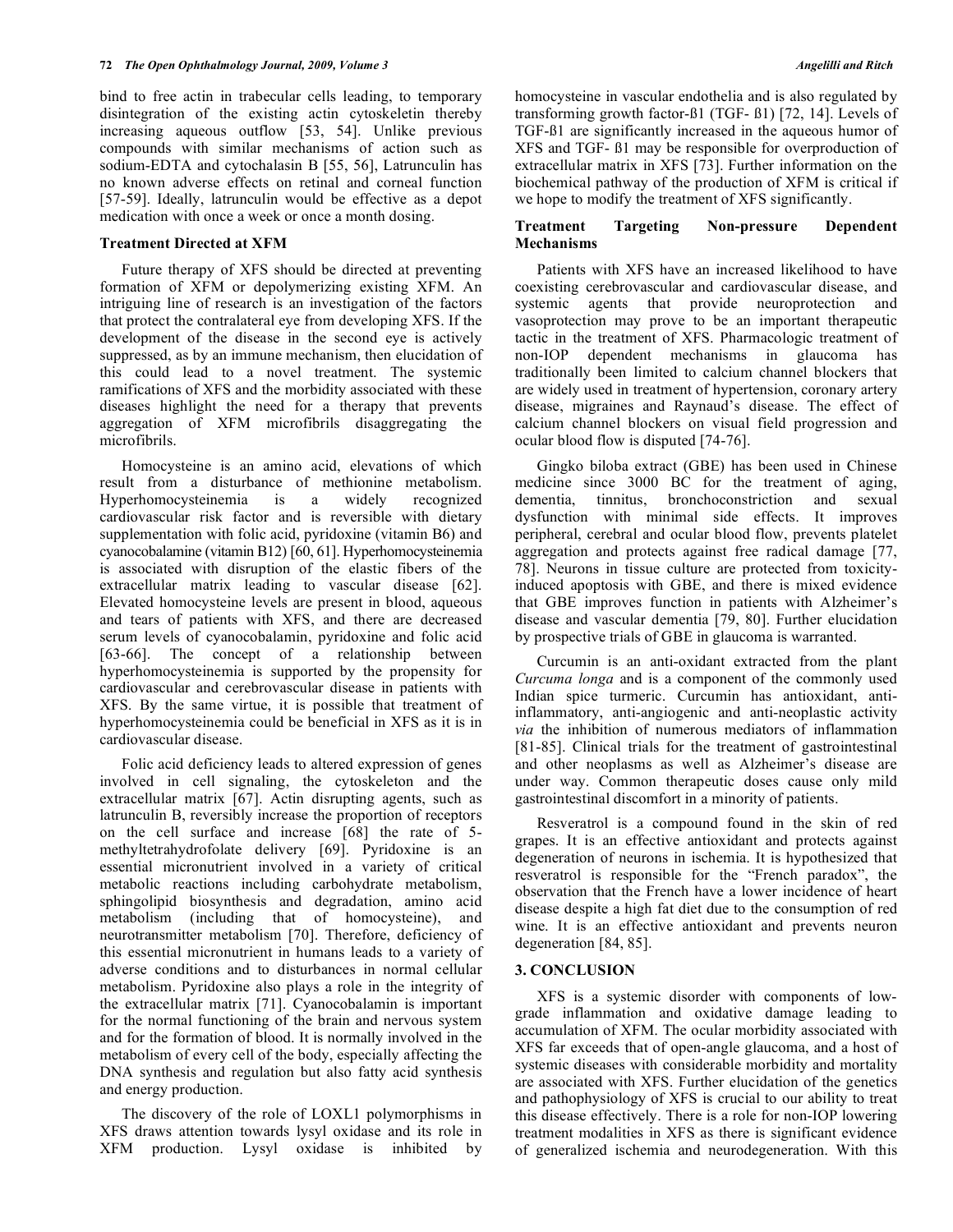bind to free actin in trabecular cells leading, to temporary disintegration of the existing actin cytoskeletin thereby increasing aqueous outflow [53, 54]. Unlike previous compounds with similar mechanisms of action such as sodium-EDTA and cytochalasin B [55, 56], Latrunculin has no known adverse effects on retinal and corneal function [57-59]. Ideally, latrunculin would be effective as a depot medication with once a week or once a month dosing.

### Treatment Directed at XFM

Future therapy of XFS should be directed at preventing formation of XFM or depolymerizing existing XFM. An intriguing line of research is an investigation of the factors that protect the contralateral eye from developing XFS. If the development of the disease in the second eye is actively suppressed, as by an immune mechanism, then elucidation of this could lead to a novel treatment. The systemic ramifications of XFS and the morbidity associated with these diseases highlight the need for a therapy that prevents aggregation of XFM microfibrils disaggregating the microfibrils.

Homocysteine is an amino acid, elevations of which result from a disturbance of methionine metabolism. Hyperhomocysteinemia is a widely recognized cardiovascular risk factor and is reversible with dietary supplementation with folic acid, pyridoxine (vitamin B6) and cyanocobalamine (vitamin B12) [60, 61]. Hyperhomocysteinemia is associated with disruption of the elastic fibers of the extracellular matrix leading to vascular disease [62]. Elevated homocysteine levels are present in blood, aqueous and tears of patients with XFS, and there are decreased serum levels of cyanocobalamin, pyridoxine and folic acid [63-66]. The concept of a relationship between hyperhomocysteinemia is supported by the propensity for cardiovascular and cerebrovascular disease in patients with XFS. By the same virtue, it is possible that treatment of hyperhomocysteinemia could be beneficial in XFS as it is in cardiovascular disease.

Folic acid deficiency leads to altered expression of genes involved in cell signaling, the cytoskeleton and the extracellular matrix [67]. Actin disrupting agents, such as latrunculin B, reversibly increase the proportion of receptors on the cell surface and increase [68] the rate of 5-methyltetrahydrofolate delivery [69]. Pyridoxine is an essential micronutrient involved in a variety of critical metabolic reactions including carbohydrate metabolism, sphingolipid biosynthesis and degradation, amino acid metabolism (including that of homocysteine), and neurotransmitter metabolism [70]. Therefore, deficiency of this essential micronutrient in humans leads to a variety of adverse conditions and to disturbances in normal cellular metabolism. Pyridoxine also plays a role in the integrity of the extracellular matrix [71]. Cyanocobalamin is important for the normal functioning of the brain and nervous system and for the formation of blood. It is normally involved in the metabolism of every cell of the body, especially affecting the DNA synthesis and regulation but also fatty acid synthesis and energy production.

The discovery of the role of LOXL1 polymorphisms in XFS draws attention towards lysyl oxidase and its role in XFM production. Lysyl oxidase is inhibited by homocysteine in vascular endothelia and is also regulated by transforming growth factor-ß1 (TGF- ß1) [72, 14]. Levels of TGF-ß1 are significantly increased in the aqueous humor of XFS and TGF- ß1 may be responsible for overproduction of extracellular matrix in XFS [73]. Further information on the biochemical pathway of the production of XFM is critical if we hope to modify the treatment of XFS significantly.

### Treatment Targeting Non-pressure Dependent Mechanisms

Patients with XFS have an increased likelihood to have coexisting cerebrovascular and cardiovascular disease, and systemic agents that provide neuroprotection and vasoprotection may prove to be an important therapeutic tactic in the treatment of XFS. Pharmacologic treatment of non-IOP dependent mechanisms in glaucoma has traditionally been limited to calcium channel blockers that are widely used in treatment of hypertension, coronary artery disease, migraines and Raynaud's disease. The effect of calcium channel blockers on visual field progression and ocular blood flow is disputed [74-76].

Gingko biloba extract (GBE) has been used in Chinese medicine since 3000 BC for the treatment of aging, dementia, tinnitus, bronchoconstriction and sexual dysfunction with minimal side effects. It improves peripheral, cerebral and ocular blood flow, prevents platelet aggregation and protects against free radical damage [77, 78]. Neurons in tissue culture are protected from toxicity-induced apoptosis with GBE, and there is mixed evidence that GBE improves function in patients with Alzheimer's disease and vascular dementia [79, 80]. Further elucidation by prospective trials of GBE in glaucoma is warranted.

Curcumin is an anti-oxidant extracted from the plant *Curcuma longa* and is a component of the commonly used Indian spice turmeric. Curcumin has antioxidant, anti-inflammatory, anti-angiogenic and anti-neoplastic activity *via* the inhibition of numerous mediators of inflammation [81-85]. Clinical trials for the treatment of gastrointestinal and other neoplasms as well as Alzheimer's disease are under way. Common therapeutic doses cause only mild gastrointestinal discomfort in a minority of patients.

Resveratrol is a compound found in the skin of red grapes. It is an effective antioxidant and protects against degeneration of neurons in ischemia. It is hypothesized that resveratrol is responsible for the "French paradox", the observation that the French have a lower incidence of heart disease despite a high fat diet due to the consumption of red wine. It is an effective antioxidant and prevents neuron degeneration [84, 85].

## 3. CONCLUSION

XFS is a systemic disorder with components of low-grade inflammation and oxidative damage leading to accumulation of XFM. The ocular morbidity associated with XFS far exceeds that of open-angle glaucoma, and a host of systemic diseases with considerable morbidity and mortality are associated with XFS. Further elucidation of the genetics and pathophysiology of XFS is crucial to our ability to treat this disease effectively. There is a role for non-IOP lowering treatment modalities in XFS as there is significant evidence of generalized ischemia and neurodegeneration. With this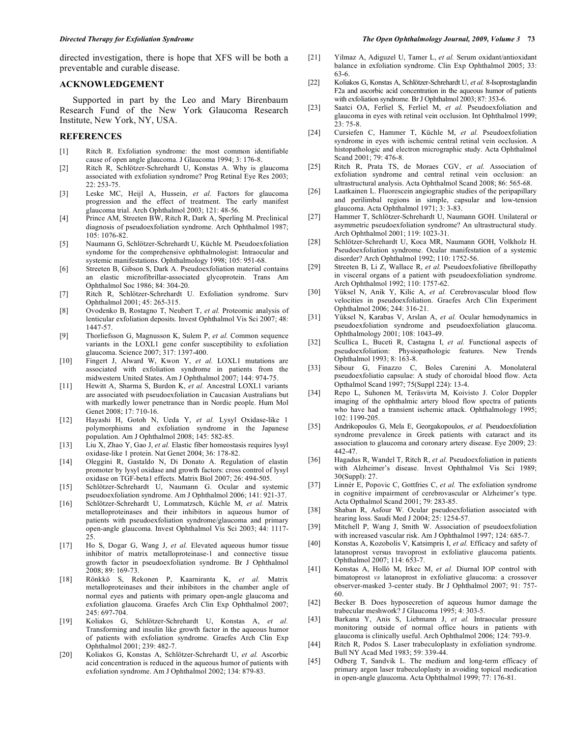directed investigation, there is hope that XFS will be both a preventable and curable disease.

## ACKNOWLEDGEMENT

Supported in part by the Leo and Mary Birenbaum Research Fund of the New York Glaucoma Research Institute, New York, NY, USA.

## REFERENCES

[1] Ritch R. Exfoliation syndrome: the most common identifiable cause of open angle glaucoma. J Glaucoma 1994; 3: 176-8.

[2] Ritch R, Schlötzer-Schrehardt U, Konstas A. Why is glaucoma associated with exfoliation syndrome? Prog Retinal Eye Res 2003; 22: 253-75.

[3] Leske MC, Heijl A, Hussein, *et al.* Factors for glaucoma progression and the effect of treatment. The early manifest glaucoma trial. Arch Ophthalmol 2003; 121: 48-56.

[4] Prince AM, Streeten BW, Ritch R, Dark A, Sperling M. Preclinical diagnosis of pseudoexfoliation syndrome. Arch Ophthalmol 1987; 105: 1076-82.

[5] Naumann G, Schlötzer-Schrehardt U, Küchle M. Pseudoexfoliation syndome for the comprehensive ophthalmologist: Intraocular and systemic manifestations. Ophthalmology 1998; 105: 951-68.

[6] Streeten B, Gibson S, Dark A. Pseudoexfoliation material contains an elastic microfibrillar-associated glycoprotein. Trans Am Ophthalmol Soc 1986; 84: 304-20.

[7] Ritch R, Schlötzer-Schrehardt U. Exfoliation syndrome. Surv Ophthalmol 2001; 45: 265-315.

[8] Ovodenko B, Rostagno T, Neubert T, *et al.* Proteomic analysis of lenticular exfoliation deposits. Invest Ophthalmol Vis Sci 2007; 48: 1447-57.

[9] Thorliefsson G, Magnusson K, Sulem P, *et al.* Common sequence variants in the LOXL1 gene confer susceptibility to exfoliation glaucoma. Science 2007; 317: 1397-400.

[10] Fingert J, Alward W, Kwon Y, *et al.* LOXL1 mutations are associated with exfoliation syndrome in patients from the midwestern United States. Am J Ophthalmol 2007; 144: 974-75.

[11] Hewitt A, Sharma S, Burdon K, *et al.* Ancestral LOXL1 variants are associated with pseudoexfoliation in Caucasian Australians but with markedly lower penetrance than in Nordic people. Hum Mol Genet 2008; 17: 710-16.

[12] Hayashi H, Gotoh N, Ueda Y, *et al.* Lysyl Oxidase-like 1 polymorphisms and exfoliation syndrome in the Japanese population. Am J Ophthalmol 2008; 145: 582-85.

[13] Liu X, Zhao Y, Gao J, *et al.* Elastic fiber homeostasis requires lysyl oxidase-like 1 protein. Nat Genet 2004; 36: 178-82.

[14] Oleggini R, Gastaldo N, Di Donato A. Regulation of elastin promoter by lysyl oxidase and growth factors: cross control of lysyl oxidase on TGF-beta1 effects. Matrix Biol 2007; 26: 494-505.

[15] Schlötzer-Schrehardt U, Naumann G. Ocular and systemic pseudoexfoliation syndrome. Am J Ophthalmol 2006; 141: 921-37.

[16] Schlötzer-Schrehardt U, Lommatzsch, Küchle M, *et al.* Matrix metalloproteinases and their inhibitors in aqueous humor of patients with pseudoexfoliation syndrome/glaucoma and primary open-angle glaucoma. Invest Ophthalmol Vis Sci 2003; 44: 1117-25.

[17] Ho S, Dogar G, Wang J, *et al.* Elevated aqueous humor tissue inhibitor of matrix metalloproteinase-1 and connective tissue growth factor in pseudoexfoliation syndrome. Br J Ophthalmol 2008; 89: 169-73.

[18] Rönkkö S, Rekonen P, Kaarniranta K, *et al.* Matrix metalloproteinases and their inhibitors in the chamber angle of normal eyes and patients with primary open-angle glaucoma and exfoliation glaucoma. Graefes Arch Clin Exp Ophthalmol 2007; 245: 697-704.

[19] Koliakos G, Schlötzer-Schrehardt U, Konstas A, *et al.* Transforming and insulin like growth factor in the aqueous humor of patients with exfoliation syndrome. Graefes Arch Clin Exp Ophthalmol 2001; 239: 482-7.

[20] Koliakos G, Konstas A, Schlötzer-Schrehardt U, *et al.* Ascorbic acid concentration is reduced in the aqueous humor of patients with exfoliation syndrome. Am J Ophthalmol 2002; 134: 879-83.

[21] Yilmaz A, Adiguzel U, Tamer L, *et al.* Serum oxidant/antioxidant balance in exfoliation syndrome. Clin Exp Ophthalmol 2005; 33: 63-6.

[22] Koliakos G, Konstas A, Schlötzer-Schrehardt U, *et al.* 8-Isoprostaglandin F2a and ascorbic acid concentration in the aqueous humor of patients with exfoliation syndrome. Br J Ophthalmol 2003; 87: 353-6.

[23] Saatci OA, Ferliel S, Ferliel M, *et al.* Pseudoexfoliation and glaucoma in eyes with retinal vein occlusion. Int Ophthalmol 1999; 23: 75-8.

[24] Cursiefen C, Hammer T, Küchle M, *et al.* Pseudoexfoliation syndrome in eyes with ischemic central retinal vein occlusion. A histopathologic and electron micrographic study. Acta Ophthalmol Scand 2001; 79: 476-8.

[25] Ritch R, Prata TS, de Moraes CGV, *et al.* Association of exfoliation syndrome and central retinal vein occlusion: an ultrastructural analysis. Acta Ophthalmol Scand 2008; 86: 565-68.

[26] Laatkainen L. Fluorescein angiographic studies of the peripapillary and perilimbal regions in simple, capsular and low-tension glaucoma. Acta Ophthalmol 1971; 3: 3-83.

[27] Hammer T, Schlötzer-Schrehardt U, Naumann GOH. Unilateral or asymmetric pseudoexfoliation syndrome? An ultrastructural study. Arch Ophthalmol 2001; 119: 1023-31.

[28] Schlötzer-Schrehardt U, Koca MR, Naumann GOH, Volkholz H. Pseudoexfoliation syndrome. Ocular manifestation of a systemic disorder? Arch Ophthalmol 1992; 110: 1752-56.

[29] Streeten B, Li Z, Wallace R, *et al.* Pseudoexfoliative fibrillopathy in visceral organs of a patient with pseudoexfoliation syndrome. Arch Ophthalmol 1992; 110: 1757-62.

[30] Yüksel N, Anik Y, Kilic A, *et al.* Cerebrovascular blood flow velocities in pseudoexfoliation. Graefes Arch Clin Experiment Ophthalmol 2006; 244: 316-21.

[31] Yüksel N, Karabas V, Arslan A, *et al.* Ocular hemodynamics in pseudoexfoliation syndrome and pseudoexfoliation glaucoma. Ophthalmology 2001; 108: 1043-49.

[32] Scullica L, Buceti R, Castagna I, *et al.* Functional aspects of pseudoexfoliation: Physiopathologic features. New Trends Ophthalmol 1993; 8: 163-8.

[33] Sibour G, Finazzo C, Boles Carenini A. Monolateral pseudoexfoliatio capsulae: A study of choroidal blood flow. Acta Opthalmol Scand 1997; 75(Suppl 224): 13-4.

[34] Repo L, Suhonen M, Teräsvirta M, Koivisto J. Color Doppler imaging of the ophthalmic artery blood flow spectra of patients who have had a transient ischemic attack. Ophthalmology 1995; 102: 1199-205.

[35] Andrikopoulos G, Mela E, Georgakopoulos, *et al.* Pseudoexfoliation syndrome prevalence in Greek patients with cataract and its association to glaucoma and coronary artery disease. Eye 2009; 23: 442-47.

[36] Hagadus R, Wandel T, Ritch R, *et al.* Pseudoexfoliation in patients with Alzheimer's disease. Invest Ophthalmol Vis Sci 1989; 30(Suppl): 27.

[37] Linnér E, Popovic C, Gottfries C, *et al.* The exfoliation syndrome in cognitive impairment of cerebrovascular or Alzheimer's type. Acta Opthalmol Scand 2001; 79: 283-85.

[38] Shaban R, Asfour W. Ocular pseudoexfoliation associated with hearing loss. Saudi Med J 2004; 25: 1254-57.

[39] Mitchell P, Wang J, Smith W. Association of pseudoexfoliation with increased vascular risk. Am J Ophthalmol 1997; 124: 685-7.

[40] Konstas A, Kozobolis V, Katsimpris I, *et al.* Efficacy and safety of latanoprost versus travoprost in exfoliative glaucoma patients. Ophthalmol 2007; 114: 653-7.

[41] Konstas A, Holló M, Irkec M, *et al.* Diurnal IOP control with bimatoprost *vs* latanoprost in exfoliative glaucoma: a crossover observer-masked 3-center study. Br J Ophthalmol 2007; 91: 757-60.

[42] Becker B. Does hyposecretion of aqueous humor damage the trabecular meshwork? J Glaucoma 1995; 4: 303-5.

[43] Barkana Y, Anis S, Liebmann J, *et al.* Intraocular pressure monitoring outside of normal office hours in patients with glaucoma is clinically useful. Arch Ophthalmol 2006; 124: 793-9.

[44] Ritch R, Podos S. Laser trabeculoplasty in exfoliation syndrome. Bull NY Acad Med 1983; 59: 339-44.

[45] Odberg T, Sandvik L. The medium and long-term efficacy of primary argon laser trabeculoplasty in avoiding topical medication in open-angle glaucoma. Acta Ophthalmol 1999; 77: 176-81.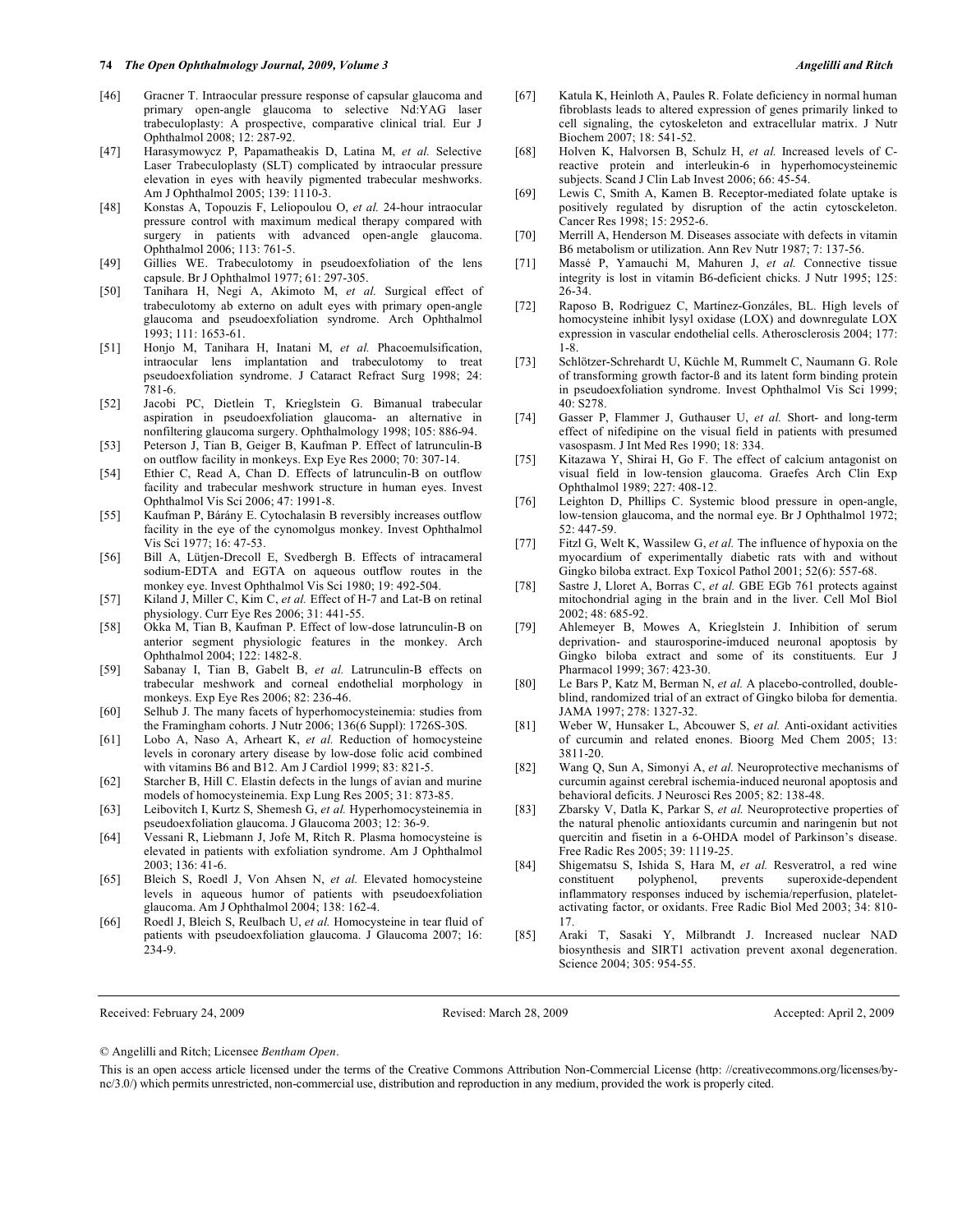[46] Gracner T. Intraocular pressure response of capsular glaucoma and primary open-angle glaucoma to selective Nd:YAG laser trabeculoplasty: A prospective, comparative clinical trial. Eur J Ophthalmol 2008; 12: 287-92.

[47] Harasymowycz P, Papamatheakis D, Latina M, *et al.* Selective Laser Trabeculoplasty (SLT) complicated by intraocular pressure elevation in eyes with heavily pigmented trabecular meshworks. Am J Ophthalmol 2005; 139: 1110-3.

[48] Konstas A, Topouzis F, Leliopoulou O, *et al.* 24-hour intraocular pressure control with maximum medical therapy compared with surgery in patients with advanced open-angle glaucoma. Ophthalmol 2006; 113: 761-5.

[49] Gillies WE. Trabeculotomy in pseudoexfoliation of the lens capsule. Br J Ophthalmol 1977; 61: 297-305.

[50] Tanihara H, Negi A, Akimoto M, *et al.* Surgical effect of trabeculotomy ab externo on adult eyes with primary open-angle glaucoma and pseudoexfoliation syndrome. Arch Ophthalmol 1993; 111: 1653-61.

[51] Honjo M, Tanihara H, Inatani M, *et al.* Phacoemulsification, intraocular lens implantation and trabeculotomy to treat pseudoexfoliation syndrome. J Cataract Refract Surg 1998; 24: 781-6.

[52] Jacobi PC, Dietlein T, Krieglstein G. Bimanual trabecular aspiration in pseudoexfoliation glaucoma- an alternative in nonfiltering glaucoma surgery. Ophthalmology 1998; 105: 886-94.

[53] Peterson J, Tian B, Geiger B, Kaufman P. Effect of latrunculin-B on outflow facility in monkeys. Exp Eye Res 2000; 70: 307-14.

[54] Ethier C, Read A, Chan D. Effects of latrunculin-B on outflow facility and trabecular meshwork structure in human eyes. Invest Ophthalmol Vis Sci 2006; 47: 1991-8.

[55] Kaufman P, Bárány E. Cytochalasin B reversibly increases outflow facility in the eye of the cynomolgus monkey. Invest Ophthalmol Vis Sci 1977; 16: 47-53.

[56] Bill A, Lütjen-Drecoll E, Svedbergh B. Effects of intracameral sodium-EDTA and EGTA on aqueous outflow routes in the monkey eye. Invest Ophthalmol Vis Sci 1980; 19: 492-504.

[57] Kiland J, Miller C, Kim C, *et al.* Effect of H-7 and Lat-B on retinal physiology. Curr Eye Res 2006; 31: 441-55.

[58] Okka M, Tian B, Kaufman P. Effect of low-dose latrunculin-B on anterior segment physiologic features in the monkey. Arch Ophthalmol 2004; 122: 1482-8.

[59] Sabanay I, Tian B, Gabelt B, *et al.* Latrunculin-B effects on trabecular meshwork and corneal endothelial morphology in monkeys. Exp Eye Res 2006; 82: 236-46.

[60] Selhub J. The many facets of hyperhomocysteinemia: studies from the Framingham cohorts. J Nutr 2006; 136(6 Suppl): 1726S-30S.

[61] Lobo A, Naso A, Arheart K, *et al.* Reduction of homocysteine levels in coronary artery disease by low-dose folic acid combined with vitamins B6 and B12. Am J Cardiol 1999; 83: 821-5.

[62] Starcher B, Hill C. Elastin defects in the lungs of avian and murine models of homocysteinemia. Exp Lung Res 2005; 31: 873-85.

[63] Leibovitch I, Kurtz S, Shemesh G, *et al.* Hyperhomocysteinemia in pseudoexfoliation glaucoma. J Glaucoma 2003; 12: 36-9.

[64] Vessani R, Liebmann J, Jofe M, Ritch R. Plasma homocysteine is elevated in patients with exfoliation syndrome. Am J Ophthalmol 2003; 136: 41-6.

[65] Bleich S, Roedl J, Von Ahsen N, *et al.* Elevated homocysteine levels in aqueous humor of patients with pseudoexfoliation glaucoma. Am J Ophthalmol 2004; 138: 162-4.

[66] Roedl J, Bleich S, Reulbach U, *et al.* Homocysteine in tear fluid of patients with pseudoexfoliation glaucoma. J Glaucoma 2007; 16: 234-9.

[67] Katula K, Heinloth A, Paules R. Folate deficiency in normal human fibroblasts leads to altered expression of genes primarily linked to cell signaling, the cytoskeleton and extracellular matrix. J Nutr Biochem 2007; 18: 541-52.

[68] Holven K, Halvorsen B, Schulz H, *et al.* Increased levels of C-reactive protein and interleukin-6 in hyperhomocysteinemic subjects. Scand J Clin Lab Invest 2006; 66: 45-54.

[69] Lewis C, Smith A, Kamen B. Receptor-mediated folate uptake is positively regulated by disruption of the actin cytosckeleton. Cancer Res 1998; 15: 2952-6.

[70] Merrill A, Henderson M. Diseases associate with defects in vitamin B6 metabolism or utilization. Ann Rev Nutr 1987; 7: 137-56.

[71] Massé P, Yamauchi M, Mahuren J, *et al.* Connective tissue integrity is lost in vitamin B6-deficient chicks. J Nutr 1995; 125: 26-34.

[72] Raposo B, Rodriguez C, Martínez-Gonzáles, BL. High levels of homocysteine inhibit lysyl oxidase (LOX) and downregulate LOX expression in vascular endothelial cells. Atherosclerosis 2004; 177: 1-8.

[73] Schlötzer-Schrehardt U, Küchle M, Rummelt C, Naumann G. Role of transforming growth factor-ß and its latent form binding protein in pseudoexfoliation syndrome. Invest Ophthalmol Vis Sci 1999; 40: S278.

[74] Gasser P, Flammer J, Guthauser U, *et al.* Short- and long-term effect of nifedipine on the visual field in patients with presumed vasospasm. J Int Med Res 1990; 18: 334.

[75] Kitazawa Y, Shirai H, Go F. The effect of calcium antagonist on visual field in low-tension glaucoma. Graefes Arch Clin Exp Ophthalmol 1989; 227: 408-12.

[76] Leighton D, Phillips C. Systemic blood pressure in open-angle, low-tension glaucoma, and the normal eye. Br J Ophthalmol 1972; 52: 447-59.

[77] Fitzl G, Welt K, Wassilew G, *et al.* The influence of hypoxia on the myocardium of experimentally diabetic rats with and without Gingko biloba extract. Exp Toxicol Pathol 2001; 52(6): 557-68.

[78] Sastre J, Lloret A, Borras C, *et al.* GBE EGb 761 protects against mitochondrial aging in the brain and in the liver. Cell Mol Biol 2002; 48: 685-92.

[79] Ahlemeyer B, Mowes A, Krieglstein J. Inhibition of serum deprivation- and staurosporine-imduced neuronal apoptosis by Gingko biloba extract and some of its constituents. Eur J Pharmacol 1999; 367: 423-30.

[80] Le Bars P, Katz M, Berman N, *et al.* A placebo-controlled, double-blind, randomized trial of an extract of Gingko biloba for dementia. JAMA 1997; 278: 1327-32.

[81] Weber W, Hunsaker L, Abcouwer S, *et al.* Anti-oxidant activities of curcumin and related enones. Bioorg Med Chem 2005; 13: 3811-20.

[82] Wang Q, Sun A, Simonyi A, *et al.* Neuroprotective mechanisms of curcumin against cerebral ischemia-induced neuronal apoptosis and behavioral deficits. J Neurosci Res 2005; 82: 138-48.

[83] Zbarsky V, Datla K, Parkar S, *et al.* Neuroprotective properties of the natural phenolic antioxidants curcumin and naringenin but not quercitin and fisetin in a 6-OHDA model of Parkinson's disease. Free Radic Res 2005; 39: 1119-25.

[84] Shigematsu S, Ishida S, Hara M, *et al.* Resveratrol, a red wine constituent polyphenol, prevents superoxide-dependent inflammatory responses induced by ischemia/reperfusion, platelet-activating factor, or oxidants. Free Radic Biol Med 2003; 34: 810-17.

[85] Araki T, Sasaki Y, Milbrandt J. Increased nuclear NAD biosynthesis and SIRT1 activation prevent axonal degeneration. Science 2004; 305: 954-55.

Received: February 24, 2009 Revised: March 28, 2009 Accepted: April 2, 2009

© Angelilli and Ritch; Licensee *Bentham Open*.

This is an open access article licensed under the terms of the Creative Commons Attribution Non-Commercial License (http: //creativecommons.org/licenses/by-nc/3.0/) which permits unrestricted, non-commercial use, distribution and reproduction in any medium, provided the work is properly cited.